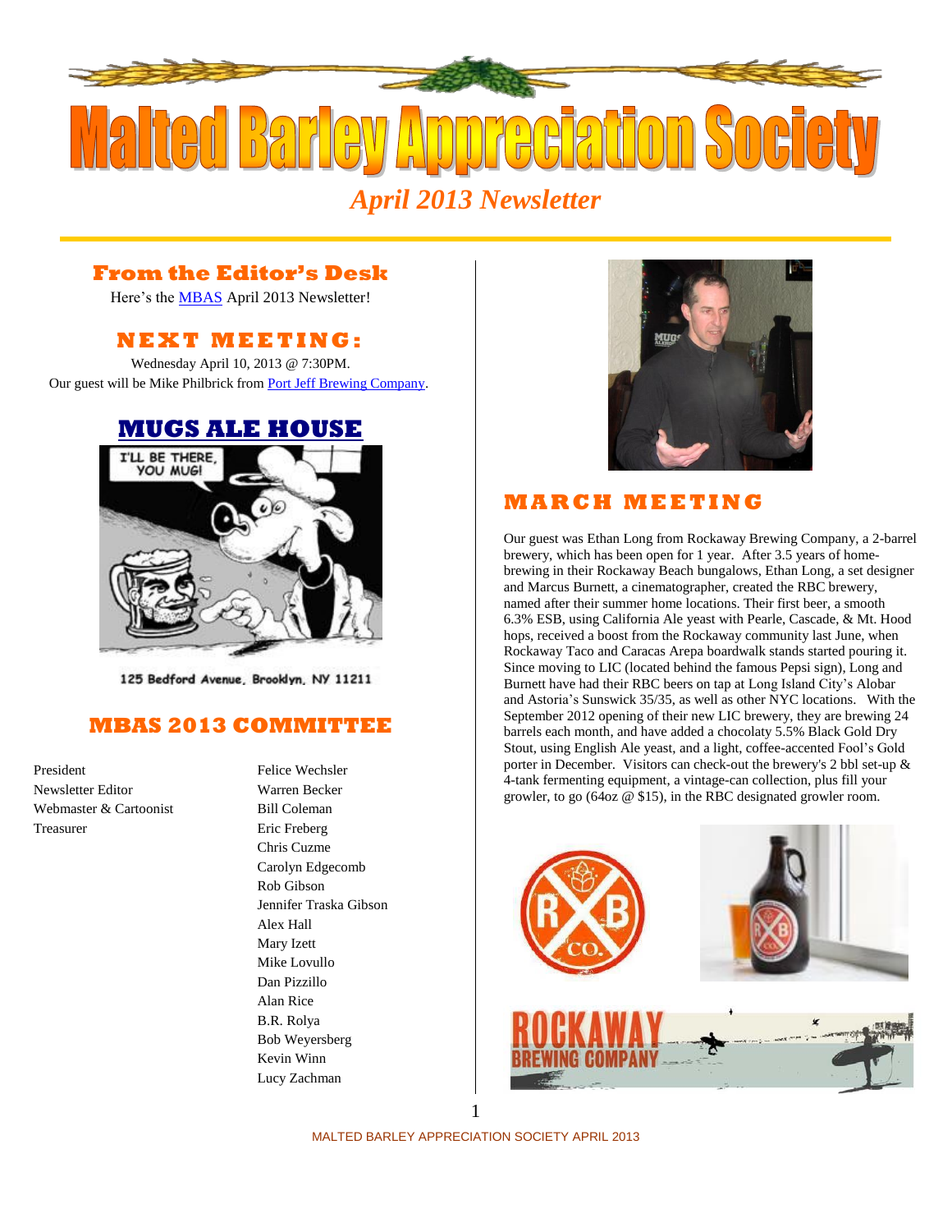# Malted Barley Appreciation Society

*April 2013 Newsletter*

## From the Editor's Desk

Here's the MBAS April 2013 Newsletter!

## NEXT MEETING:

Wednesday April 10, 2013 @ 7:30PM.
Our guest will be Mike Philbrick from Port Jeff Brewing Company.

## MUGS ALE HOUSE

I'LL BE THERE, YOU MUG!

125 Bedford Avenue, Brooklyn, NY 11211

## MBAS 2013 COMMITTEE

| | |
|---|---|
| President | Felice Wechsler |
| Newsletter Editor | Warren Becker |
| Webmaster & Cartoonist | Bill Coleman |
| Treasurer | Eric Freberg |
| | Chris Cuzme |
| | Carolyn Edgecomb |
| | Rob Gibson |
| | Jennifer Traska Gibson |
| | Alex Hall |
| | Mary Izett |
| | Mike Lovullo |
| | Dan Pizzillo |
| | Alan Rice |
| | B.R. Rolya |
| | Bob Weyersberg |
| | Kevin Winn |
| | Lucy Zachman |

## MARCH MEETING

Our guest was Ethan Long from Rockaway Brewing Company, a 2-barrel brewery, which has been open for 1 year. After 3.5 years of home-brewing in their Rockaway Beach bungalows, Ethan Long, a set designer and Marcus Burnett, a cinematographer, created the RBC brewery, named after their summer home locations. Their first beer, a smooth 6.3% ESB, using California Ale yeast with Pearle, Cascade, & Mt. Hood hops, received a boost from the Rockaway community last June, when Rockaway Taco and Caracas Arepa boardwalk stands started pouring it. Since moving to LIC (located behind the famous Pepsi sign), Long and Burnett have had their RBC beers on tap at Long Island City's Alobar and Astoria's Sunswick 35/35, as well as other NYC locations. With the September 2012 opening of their new LIC brewery, they are brewing 24 barrels each month, and have added a chocolaty 5.5% Black Gold Dry Stout, using English Ale yeast, and a light, coffee-accented Fool's Gold porter in December. Visitors can check-out the brewery's 2 bbl set-up & 4-tank fermenting equipment, a vintage-can collection, plus fill your growler, to go (64oz @ $15), in the RBC designated growler room.

ROCKAWAY BREWING COMPANY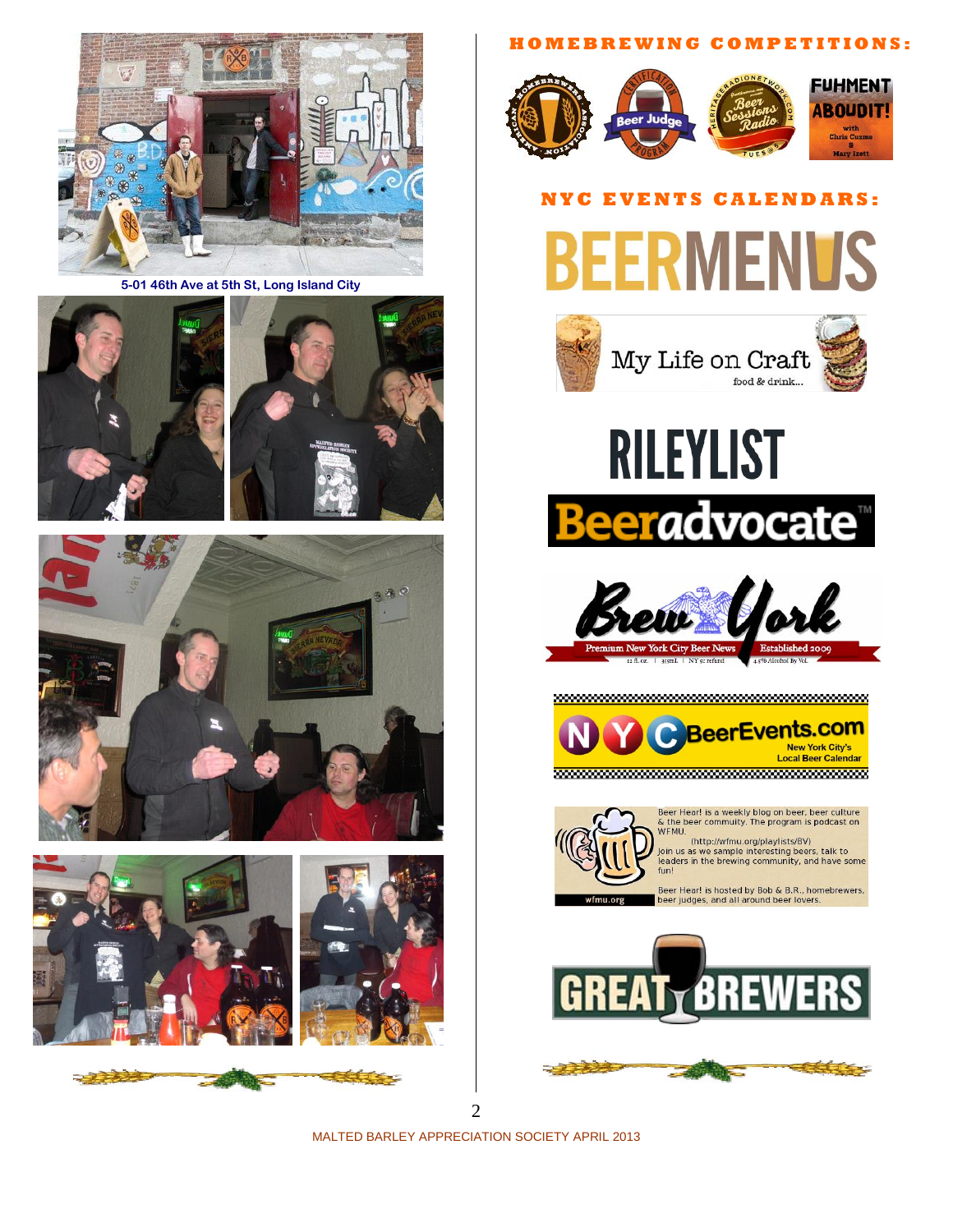5-01 46th Ave at 5th St, Long Island City

## HOMEBREWING COMPETITIONS:

## NYC EVENTS CALENDARS:

Beer Hear! is a weekly blog on beer, beer culture & the beer commuity. The program is podcast on WFMU.

(http://wfmu.org/playlists/BV)

Join us as we sample interesting beers, talk to leaders in the brewing community, and have some fun!

Beer Hear! is hosted by Bob & B.R., homebrewers, beer judges, and all around beer lovers.